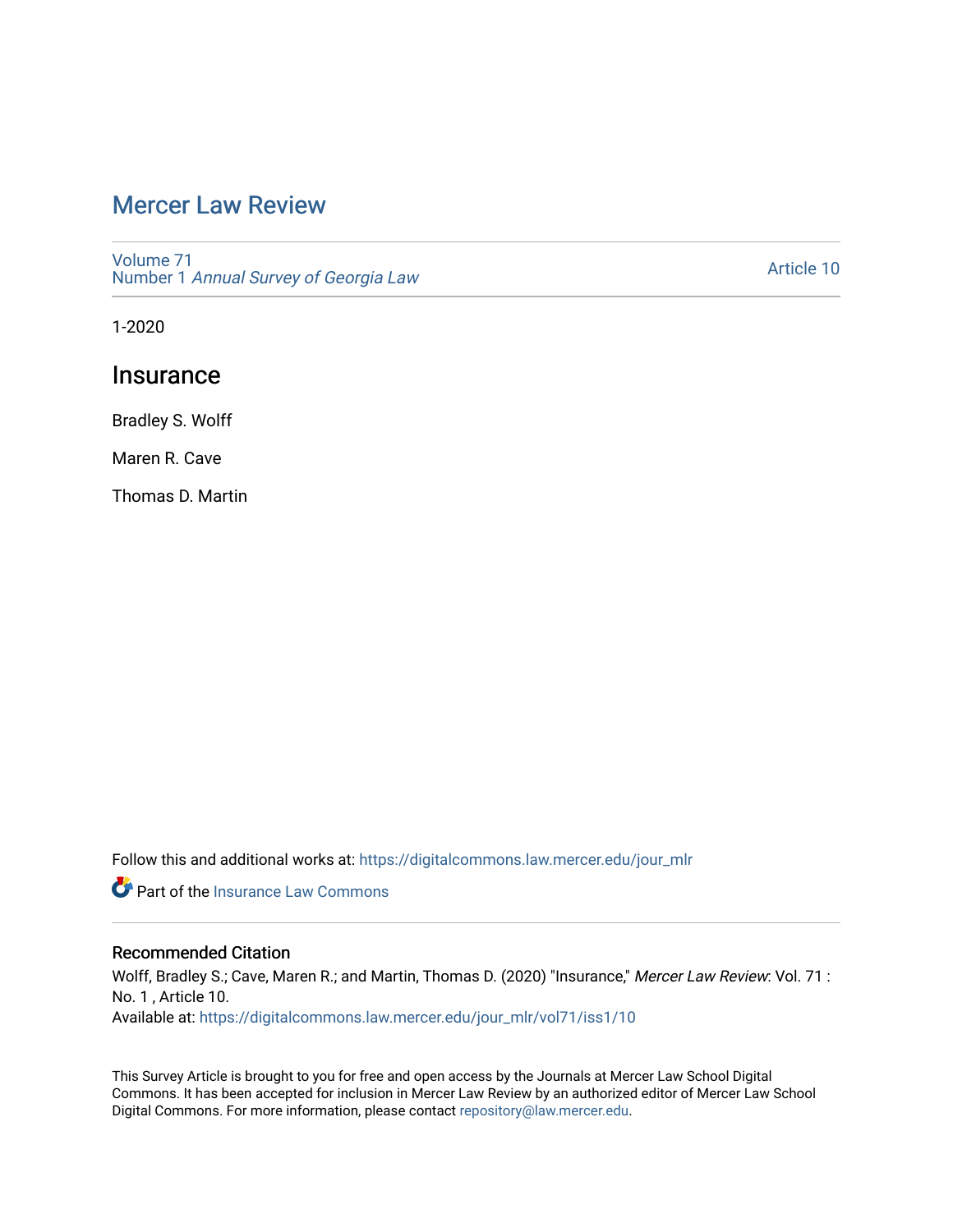# Mercer Law Review

Volume 71
Number 1 *Annual Survey of Georgia Law*

Article 10

1-2020

## Insurance

Bradley S. Wolff

Maren R. Cave

Thomas D. Martin

Follow this and additional works at: https://digitalcommons.law.mercer.edu/jour_mlr

Part of the Insurance Law Commons

### Recommended Citation

Wolff, Bradley S.; Cave, Maren R.; and Martin, Thomas D. (2020) "Insurance," *Mercer Law Review*: Vol. 71 : No. 1 , Article 10.
Available at: https://digitalcommons.law.mercer.edu/jour_mlr/vol71/iss1/10

This Survey Article is brought to you for free and open access by the Journals at Mercer Law School Digital Commons. It has been accepted for inclusion in Mercer Law Review by an authorized editor of Mercer Law School Digital Commons. For more information, please contact repository@law.mercer.edu.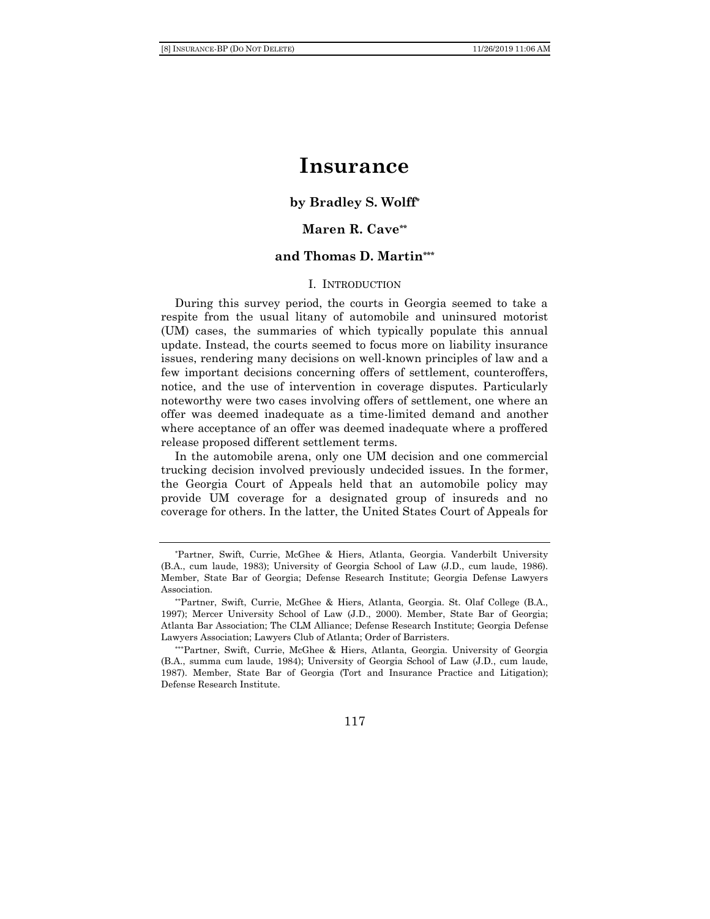# Insurance

**by Bradley S. Wolff***

**Maren R. Cave****

**and Thomas D. Martin*****

## I. INTRODUCTION

During this survey period, the courts in Georgia seemed to take a respite from the usual litany of automobile and uninsured motorist (UM) cases, the summaries of which typically populate this annual update. Instead, the courts seemed to focus more on liability insurance issues, rendering many decisions on well-known principles of law and a few important decisions concerning offers of settlement, counteroffers, notice, and the use of intervention in coverage disputes. Particularly noteworthy were two cases involving offers of settlement, one where an offer was deemed inadequate as a time-limited demand and another where acceptance of an offer was deemed inadequate where a proffered release proposed different settlement terms.

In the automobile arena, only one UM decision and one commercial trucking decision involved previously undecided issues. In the former, the Georgia Court of Appeals held that an automobile policy may provide UM coverage for a designated group of insureds and no coverage for others. In the latter, the United States Court of Appeals for

---

*Partner, Swift, Currie, McGhee & Hiers, Atlanta, Georgia. Vanderbilt University (B.A., cum laude, 1983); University of Georgia School of Law (J.D., cum laude, 1986). Member, State Bar of Georgia; Defense Research Institute; Georgia Defense Lawyers Association.

**Partner, Swift, Currie, McGhee & Hiers, Atlanta, Georgia. St. Olaf College (B.A., 1997); Mercer University School of Law (J.D., 2000). Member, State Bar of Georgia; Atlanta Bar Association; The CLM Alliance; Defense Research Institute; Georgia Defense Lawyers Association; Lawyers Club of Atlanta; Order of Barristers.

***Partner, Swift, Currie, McGhee & Hiers, Atlanta, Georgia. University of Georgia (B.A., summa cum laude, 1984); University of Georgia School of Law (J.D., cum laude, 1987). Member, State Bar of Georgia (Tort and Insurance Practice and Litigation); Defense Research Institute.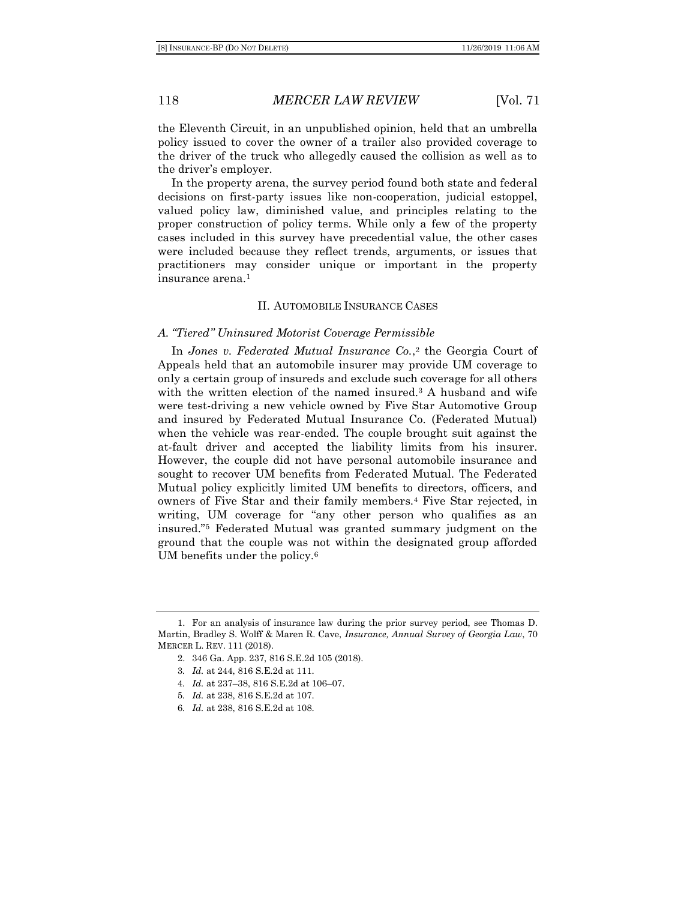the Eleventh Circuit, in an unpublished opinion, held that an umbrella policy issued to cover the owner of a trailer also provided coverage to the driver of the truck who allegedly caused the collision as well as to the driver's employer.

In the property arena, the survey period found both state and federal decisions on first-party issues like non-cooperation, judicial estoppel, valued policy law, diminished value, and principles relating to the proper construction of policy terms. While only a few of the property cases included in this survey have precedential value, the other cases were included because they reflect trends, arguments, or issues that practitioners may consider unique or important in the property insurance arena.[1]

## II. AUTOMOBILE INSURANCE CASES

### *A. "Tiered" Uninsured Motorist Coverage Permissible*

In *Jones v. Federated Mutual Insurance Co.*,[2] the Georgia Court of Appeals held that an automobile insurer may provide UM coverage to only a certain group of insureds and exclude such coverage for all others with the written election of the named insured.[3] A husband and wife were test-driving a new vehicle owned by Five Star Automotive Group and insured by Federated Mutual Insurance Co. (Federated Mutual) when the vehicle was rear-ended. The couple brought suit against the at-fault driver and accepted the liability limits from his insurer. However, the couple did not have personal automobile insurance and sought to recover UM benefits from Federated Mutual. The Federated Mutual policy explicitly limited UM benefits to directors, officers, and owners of Five Star and their family members.[4] Five Star rejected, in writing, UM coverage for "any other person who qualifies as an insured."[5] Federated Mutual was granted summary judgment on the ground that the couple was not within the designated group afforded UM benefits under the policy.[6]

---

1. For an analysis of insurance law during the prior survey period, see Thomas D. Martin, Bradley S. Wolff & Maren R. Cave, *Insurance, Annual Survey of Georgia Law*, 70 MERCER L. REV. 111 (2018).

2. 346 Ga. App. 237, 816 S.E.2d 105 (2018).

3. *Id.* at 244, 816 S.E.2d at 111.

4. *Id.* at 237–38, 816 S.E.2d at 106–07.

5. *Id.* at 238, 816 S.E.2d at 107.

6. *Id.* at 238, 816 S.E.2d at 108.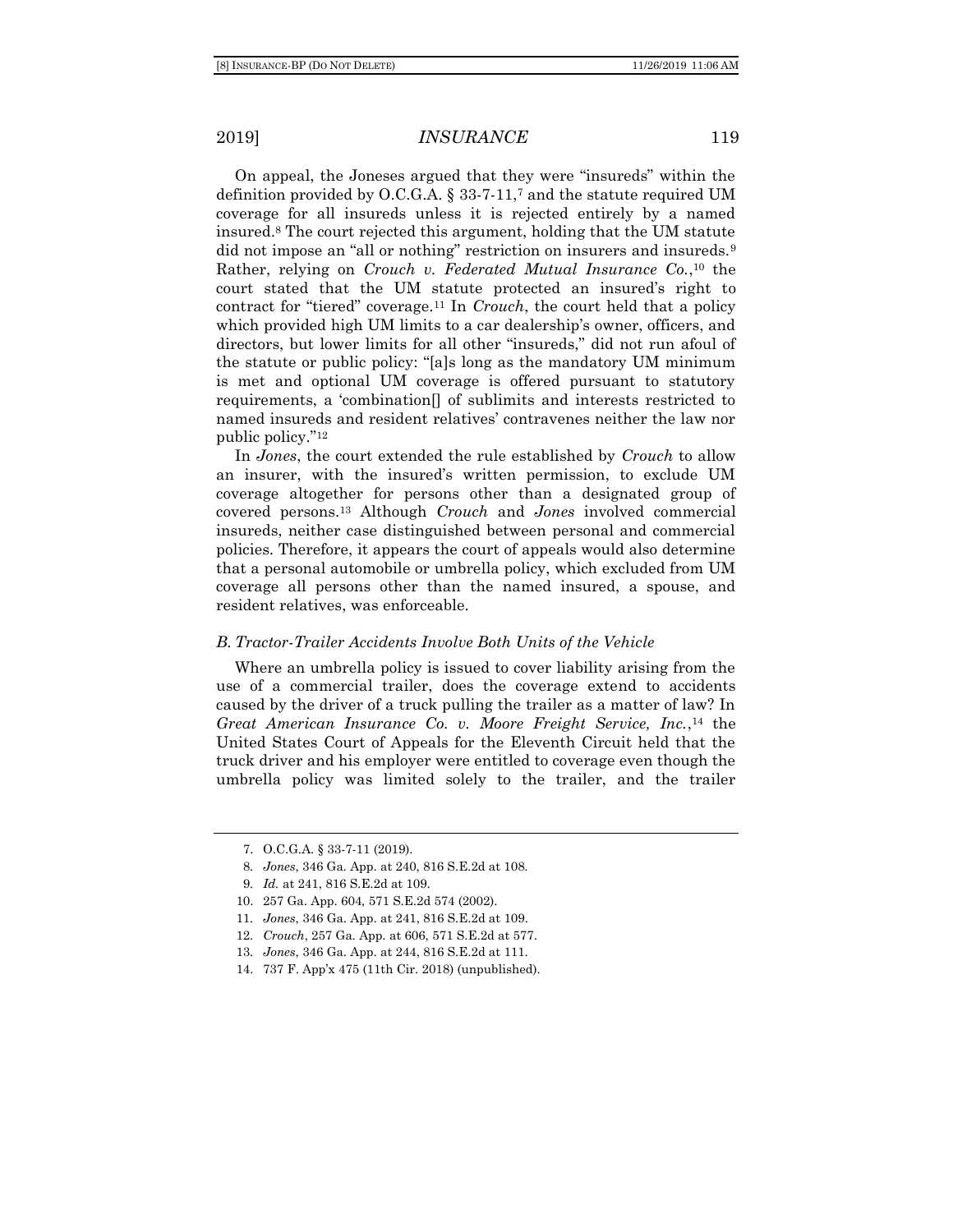On appeal, the Joneses argued that they were "insureds" within the definition provided by O.C.G.A. § 33-7-11,[7] and the statute required UM coverage for all insureds unless it is rejected entirely by a named insured.[8] The court rejected this argument, holding that the UM statute did not impose an "all or nothing" restriction on insurers and insureds.[9] Rather, relying on *Crouch v. Federated Mutual Insurance Co.*,[10] the court stated that the UM statute protected an insured's right to contract for "tiered" coverage.[11] In *Crouch*, the court held that a policy which provided high UM limits to a car dealership's owner, officers, and directors, but lower limits for all other "insureds," did not run afoul of the statute or public policy: "[a]s long as the mandatory UM minimum is met and optional UM coverage is offered pursuant to statutory requirements, a 'combination[] of sublimits and interests restricted to named insureds and resident relatives' contravenes neither the law nor public policy."[12]

In *Jones*, the court extended the rule established by *Crouch* to allow an insurer, with the insured's written permission, to exclude UM coverage altogether for persons other than a designated group of covered persons.[13] Although *Crouch* and *Jones* involved commercial insureds, neither case distinguished between personal and commercial policies. Therefore, it appears the court of appeals would also determine that a personal automobile or umbrella policy, which excluded from UM coverage all persons other than the named insured, a spouse, and resident relatives, was enforceable.

### *B. Tractor-Trailer Accidents Involve Both Units of the Vehicle*

Where an umbrella policy is issued to cover liability arising from the use of a commercial trailer, does the coverage extend to accidents caused by the driver of a truck pulling the trailer as a matter of law? In *Great American Insurance Co. v. Moore Freight Service, Inc.*,[14] the United States Court of Appeals for the Eleventh Circuit held that the truck driver and his employer were entitled to coverage even though the umbrella policy was limited solely to the trailer, and the trailer

---

7. O.C.G.A. § 33-7-11 (2019).
8. *Jones*, 346 Ga. App. at 240, 816 S.E.2d at 108.
9. *Id.* at 241, 816 S.E.2d at 109.
10. 257 Ga. App. 604, 571 S.E.2d 574 (2002).
11. *Jones*, 346 Ga. App. at 241, 816 S.E.2d at 109.
12. *Crouch*, 257 Ga. App. at 606, 571 S.E.2d at 577.
13. *Jones*, 346 Ga. App. at 244, 816 S.E.2d at 111.
14. 737 F. App'x 475 (11th Cir. 2018) (unpublished).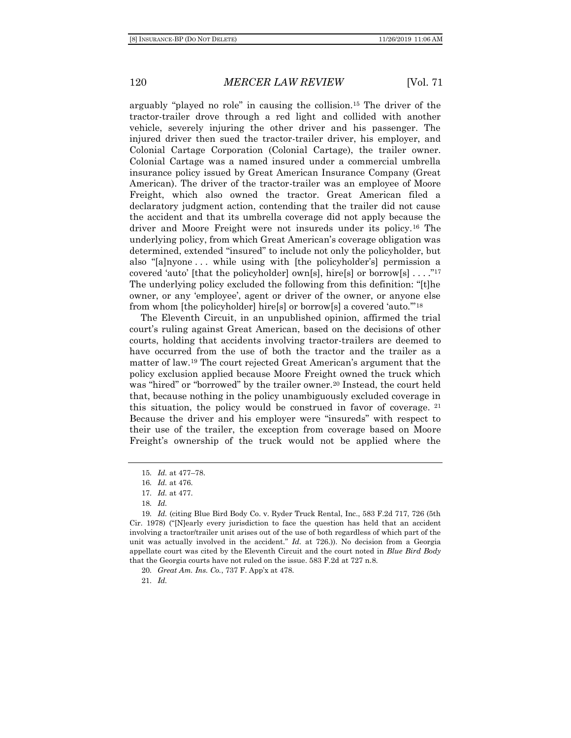arguably "played no role" in causing the collision.[15] The driver of the tractor-trailer drove through a red light and collided with another vehicle, severely injuring the other driver and his passenger. The injured driver then sued the tractor-trailer driver, his employer, and Colonial Cartage Corporation (Colonial Cartage), the trailer owner. Colonial Cartage was a named insured under a commercial umbrella insurance policy issued by Great American Insurance Company (Great American). The driver of the tractor-trailer was an employee of Moore Freight, which also owned the tractor. Great American filed a declaratory judgment action, contending that the trailer did not cause the accident and that its umbrella coverage did not apply because the driver and Moore Freight were not insureds under its policy.[16] The underlying policy, from which Great American's coverage obligation was determined, extended "insured" to include not only the policyholder, but also "[a]nyone . . . while using with [the policyholder's] permission a covered 'auto' [that the policyholder] own[s], hire[s] or borrow[s] . . . ."[17] The underlying policy excluded the following from this definition: "[t]he owner, or any 'employee', agent or driver of the owner, or anyone else from whom [the policyholder] hire[s] or borrow[s] a covered 'auto.'"[18]

The Eleventh Circuit, in an unpublished opinion, affirmed the trial court's ruling against Great American, based on the decisions of other courts, holding that accidents involving tractor-trailers are deemed to have occurred from the use of both the tractor and the trailer as a matter of law.[19] The court rejected Great American's argument that the policy exclusion applied because Moore Freight owned the truck which was "hired" or "borrowed" by the trailer owner.[20] Instead, the court held that, because nothing in the policy unambiguously excluded coverage in this situation, the policy would be construed in favor of coverage.[21] Because the driver and his employer were "insureds" with respect to their use of the trailer, the exception from coverage based on Moore Freight's ownership of the truck would not be applied where the

15. *Id.* at 477–78.

16. *Id.* at 476.

17. *Id.* at 477.

18. *Id.*

19. *Id.* (citing Blue Bird Body Co. v. Ryder Truck Rental, Inc., 583 F.2d 717, 726 (5th Cir. 1978) ("[N]early every jurisdiction to face the question has held that an accident involving a tractor/trailer unit arises out of the use of both regardless of which part of the unit was actually involved in the accident." *Id.* at 726.)). No decision from a Georgia appellate court was cited by the Eleventh Circuit and the court noted in *Blue Bird Body* that the Georgia courts have not ruled on the issue. 583 F.2d at 727 n.8.

20. *Great Am. Ins. Co.*, 737 F. App'x at 478.

21. *Id.*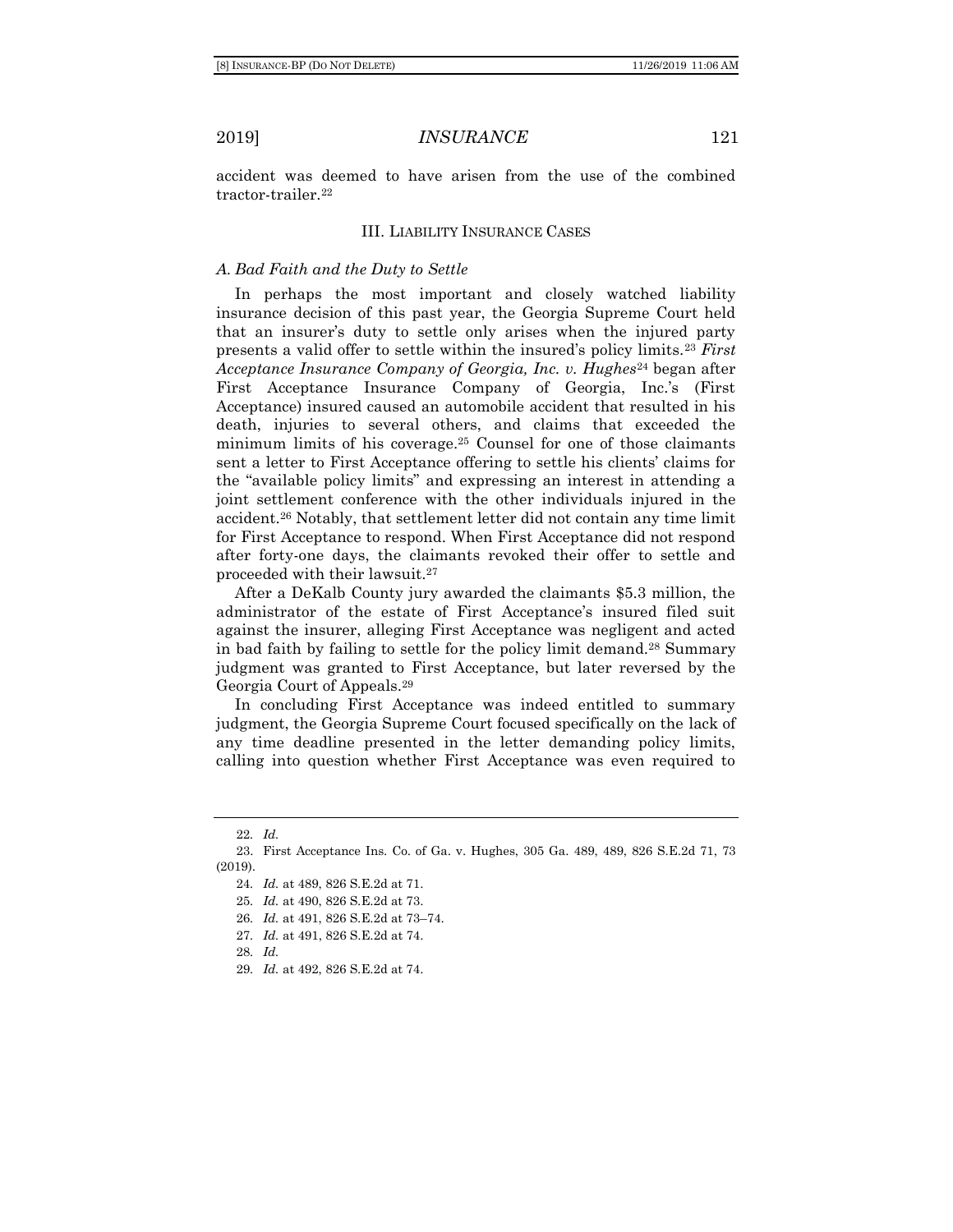accident was deemed to have arisen from the use of the combined tractor-trailer.[22]

## III. LIABILITY INSURANCE CASES

### *A. Bad Faith and the Duty to Settle*

In perhaps the most important and closely watched liability insurance decision of this past year, the Georgia Supreme Court held that an insurer's duty to settle only arises when the injured party presents a valid offer to settle within the insured's policy limits.[23] *First Acceptance Insurance Company of Georgia, Inc. v. Hughes*[24] began after First Acceptance Insurance Company of Georgia, Inc.'s (First Acceptance) insured caused an automobile accident that resulted in his death, injuries to several others, and claims that exceeded the minimum limits of his coverage.[25] Counsel for one of those claimants sent a letter to First Acceptance offering to settle his clients' claims for the "available policy limits" and expressing an interest in attending a joint settlement conference with the other individuals injured in the accident.[26] Notably, that settlement letter did not contain any time limit for First Acceptance to respond. When First Acceptance did not respond after forty-one days, the claimants revoked their offer to settle and proceeded with their lawsuit.[27]

After a DeKalb County jury awarded the claimants $5.3 million, the administrator of the estate of First Acceptance's insured filed suit against the insurer, alleging First Acceptance was negligent and acted in bad faith by failing to settle for the policy limit demand.[28] Summary judgment was granted to First Acceptance, but later reversed by the Georgia Court of Appeals.[29]

In concluding First Acceptance was indeed entitled to summary judgment, the Georgia Supreme Court focused specifically on the lack of any time deadline presented in the letter demanding policy limits, calling into question whether First Acceptance was even required to

---

22. *Id.*

23. First Acceptance Ins. Co. of Ga. v. Hughes, 305 Ga. 489, 489, 826 S.E.2d 71, 73 (2019).

24. *Id.* at 489, 826 S.E.2d at 71.

25. *Id.* at 490, 826 S.E.2d at 73.

26. *Id.* at 491, 826 S.E.2d at 73–74.

27. *Id.* at 491, 826 S.E.2d at 74.

28. *Id.*

29. *Id.* at 492, 826 S.E.2d at 74.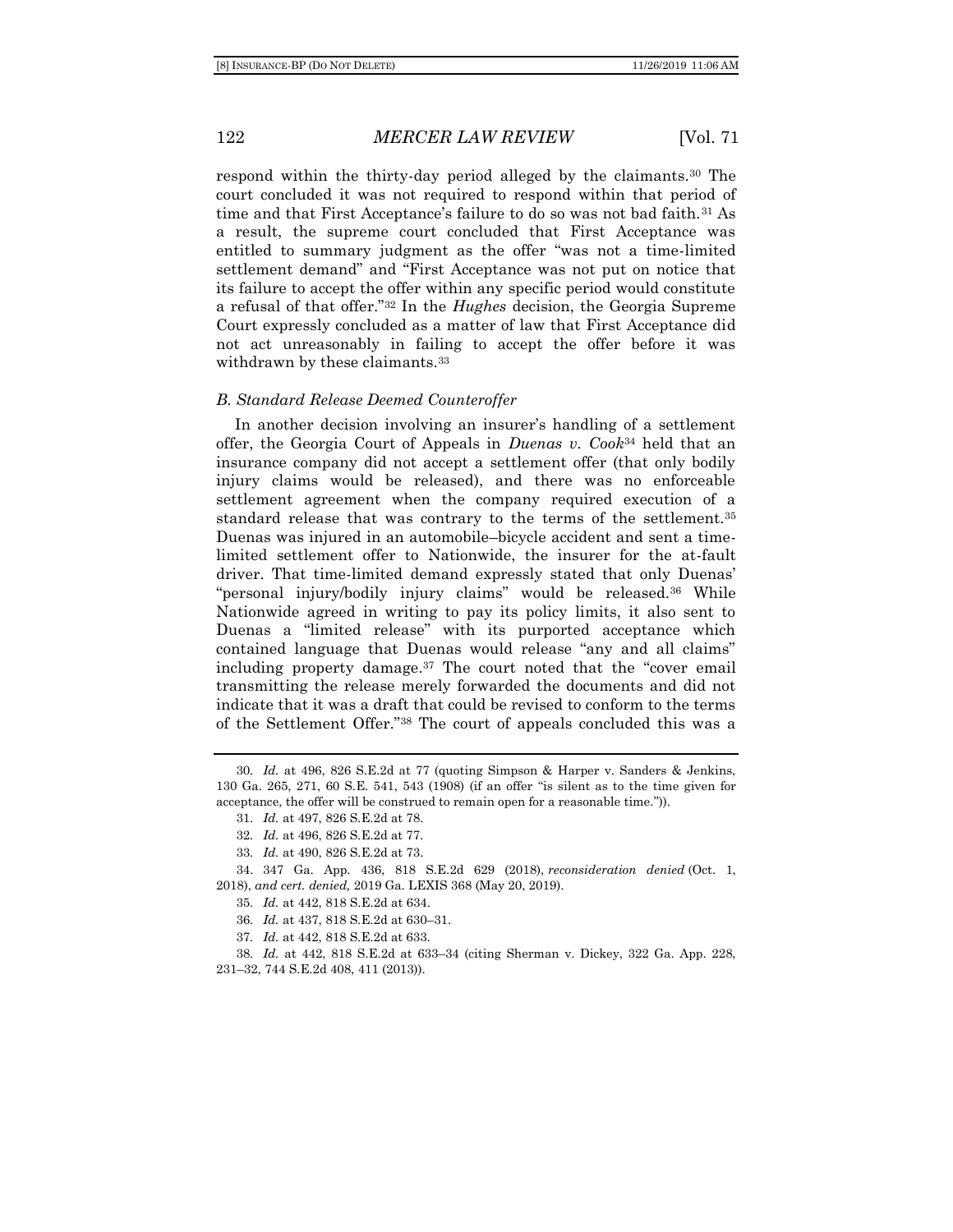respond within the thirty-day period alleged by the claimants.[30] The court concluded it was not required to respond within that period of time and that First Acceptance's failure to do so was not bad faith.[31] As a result, the supreme court concluded that First Acceptance was entitled to summary judgment as the offer "was not a time-limited settlement demand" and "First Acceptance was not put on notice that its failure to accept the offer within any specific period would constitute a refusal of that offer."[32] In the *Hughes* decision, the Georgia Supreme Court expressly concluded as a matter of law that First Acceptance did not act unreasonably in failing to accept the offer before it was withdrawn by these claimants.[33]

### *B. Standard Release Deemed Counteroffer*

In another decision involving an insurer's handling of a settlement offer, the Georgia Court of Appeals in *Duenas v. Cook*[34] held that an insurance company did not accept a settlement offer (that only bodily injury claims would be released), and there was no enforceable settlement agreement when the company required execution of a standard release that was contrary to the terms of the settlement.[35] Duenas was injured in an automobile–bicycle accident and sent a time-limited settlement offer to Nationwide, the insurer for the at-fault driver. That time-limited demand expressly stated that only Duenas' "personal injury/bodily injury claims" would be released.[36] While Nationwide agreed in writing to pay its policy limits, it also sent to Duenas a "limited release" with its purported acceptance which contained language that Duenas would release "any and all claims" including property damage.[37] The court noted that the "cover email transmitting the release merely forwarded the documents and did not indicate that it was a draft that could be revised to conform to the terms of the Settlement Offer."[38] The court of appeals concluded this was a

---

30. *Id.* at 496, 826 S.E.2d at 77 (quoting Simpson & Harper v. Sanders & Jenkins, 130 Ga. 265, 271, 60 S.E. 541, 543 (1908) (if an offer "is silent as to the time given for acceptance, the offer will be construed to remain open for a reasonable time.")).

31. *Id.* at 497, 826 S.E.2d at 78.

32. *Id.* at 496, 826 S.E.2d at 77.

33. *Id.* at 490, 826 S.E.2d at 73.

34. 347 Ga. App. 436, 818 S.E.2d 629 (2018), *reconsideration denied* (Oct. 1, 2018), *and cert. denied,* 2019 Ga. LEXIS 368 (May 20, 2019).

35. *Id.* at 442, 818 S.E.2d at 634.

36. *Id.* at 437, 818 S.E.2d at 630–31.

37. *Id.* at 442, 818 S.E.2d at 633.

38. *Id.* at 442, 818 S.E.2d at 633–34 (citing Sherman v. Dickey, 322 Ga. App. 228, 231–32, 744 S.E.2d 408, 411 (2013)).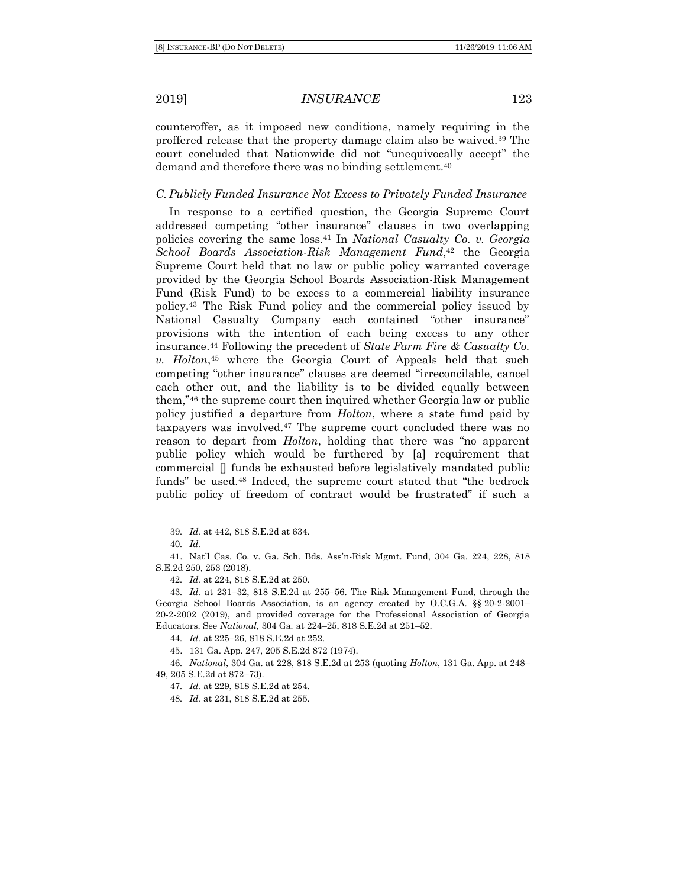counteroffer, as it imposed new conditions, namely requiring in the proffered release that the property damage claim also be waived.[39] The court concluded that Nationwide did not "unequivocally accept" the demand and therefore there was no binding settlement.[40]

### *C. Publicly Funded Insurance Not Excess to Privately Funded Insurance*

In response to a certified question, the Georgia Supreme Court addressed competing "other insurance" clauses in two overlapping policies covering the same loss.[41] In *National Casualty Co. v. Georgia School Boards Association-Risk Management Fund*,[42] the Georgia Supreme Court held that no law or public policy warranted coverage provided by the Georgia School Boards Association-Risk Management Fund (Risk Fund) to be excess to a commercial liability insurance policy.[43] The Risk Fund policy and the commercial policy issued by National Casualty Company each contained "other insurance" provisions with the intention of each being excess to any other insurance.[44] Following the precedent of *State Farm Fire & Casualty Co. v. Holton*,[45] where the Georgia Court of Appeals held that such competing "other insurance" clauses are deemed "irreconcilable, cancel each other out, and the liability is to be divided equally between them,"[46] the supreme court then inquired whether Georgia law or public policy justified a departure from *Holton*, where a state fund paid by taxpayers was involved.[47] The supreme court concluded there was no reason to depart from *Holton*, holding that there was "no apparent public policy which would be furthered by [a] requirement that commercial [] funds be exhausted before legislatively mandated public funds" be used.[48] Indeed, the supreme court stated that "the bedrock public policy of freedom of contract would be frustrated" if such a

---

39. *Id.* at 442, 818 S.E.2d at 634.

40. *Id.*

41. Nat'l Cas. Co. v. Ga. Sch. Bds. Ass'n-Risk Mgmt. Fund, 304 Ga. 224, 228, 818 S.E.2d 250, 253 (2018).

42. *Id.* at 224, 818 S.E.2d at 250.

43. *Id.* at 231–32, 818 S.E.2d at 255–56. The Risk Management Fund, through the Georgia School Boards Association, is an agency created by O.C.G.A. §§ 20-2-2001–20-2-2002 (2019), and provided coverage for the Professional Association of Georgia Educators. See *National*, 304 Ga. at 224–25, 818 S.E.2d at 251–52.

44. *Id.* at 225–26, 818 S.E.2d at 252.

45. 131 Ga. App. 247, 205 S.E.2d 872 (1974).

46. *National*, 304 Ga. at 228, 818 S.E.2d at 253 (quoting *Holton*, 131 Ga. App. at 248–49, 205 S.E.2d at 872–73).

47. *Id.* at 229, 818 S.E.2d at 254.

48. *Id.* at 231, 818 S.E.2d at 255.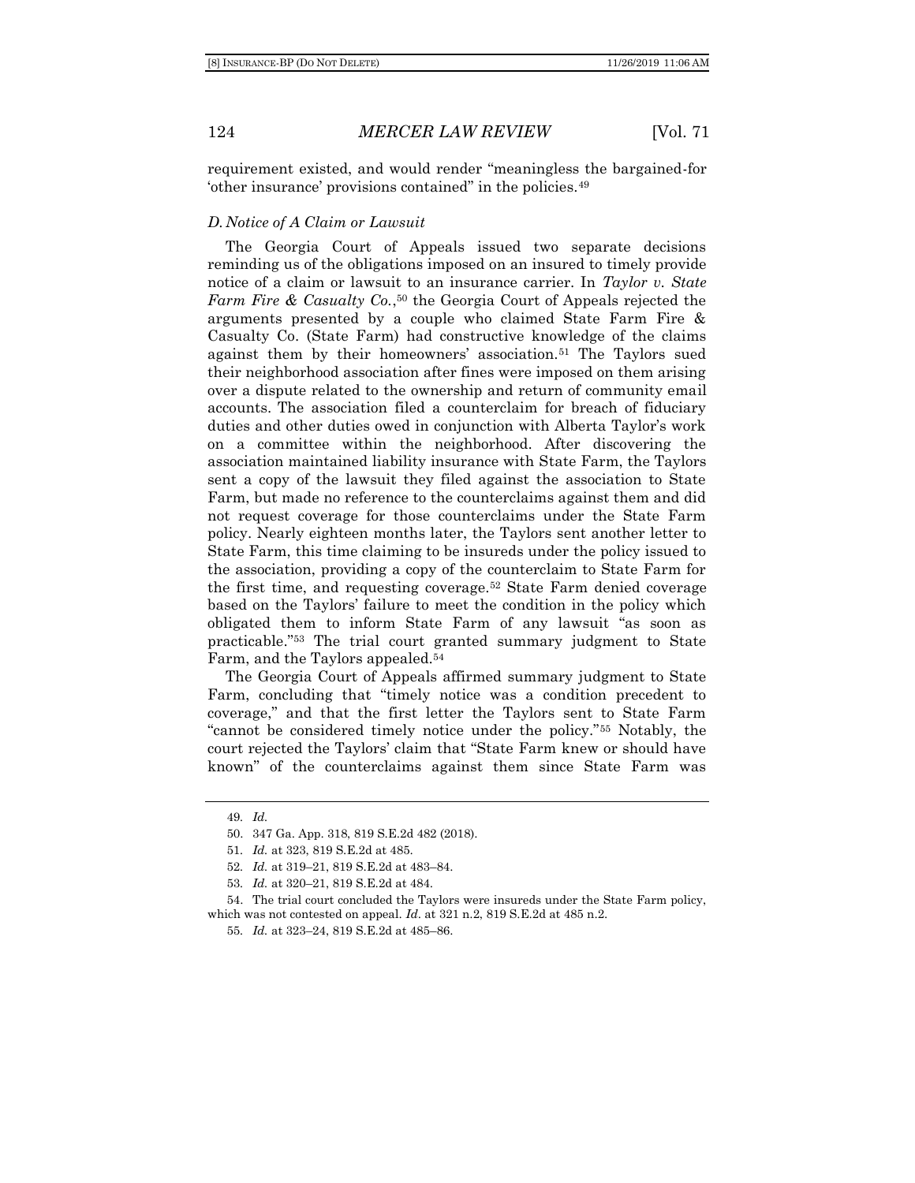requirement existed, and would render "meaningless the bargained-for 'other insurance' provisions contained" in the policies.[49]

### *D. Notice of A Claim or Lawsuit*

The Georgia Court of Appeals issued two separate decisions reminding us of the obligations imposed on an insured to timely provide notice of a claim or lawsuit to an insurance carrier. In *Taylor v. State Farm Fire & Casualty Co.*,[50] the Georgia Court of Appeals rejected the arguments presented by a couple who claimed State Farm Fire & Casualty Co. (State Farm) had constructive knowledge of the claims against them by their homeowners' association.[51] The Taylors sued their neighborhood association after fines were imposed on them arising over a dispute related to the ownership and return of community email accounts. The association filed a counterclaim for breach of fiduciary duties and other duties owed in conjunction with Alberta Taylor's work on a committee within the neighborhood. After discovering the association maintained liability insurance with State Farm, the Taylors sent a copy of the lawsuit they filed against the association to State Farm, but made no reference to the counterclaims against them and did not request coverage for those counterclaims under the State Farm policy. Nearly eighteen months later, the Taylors sent another letter to State Farm, this time claiming to be insureds under the policy issued to the association, providing a copy of the counterclaim to State Farm for the first time, and requesting coverage.[52] State Farm denied coverage based on the Taylors' failure to meet the condition in the policy which obligated them to inform State Farm of any lawsuit "as soon as practicable."[53] The trial court granted summary judgment to State Farm, and the Taylors appealed.[54]

The Georgia Court of Appeals affirmed summary judgment to State Farm, concluding that "timely notice was a condition precedent to coverage," and that the first letter the Taylors sent to State Farm "cannot be considered timely notice under the policy."[55] Notably, the court rejected the Taylors' claim that "State Farm knew or should have known" of the counterclaims against them since State Farm was

---

49. *Id.*

50. 347 Ga. App. 318, 819 S.E.2d 482 (2018).

51. *Id.* at 323, 819 S.E.2d at 485.

52. *Id.* at 319–21, 819 S.E.2d at 483–84.

53. *Id.* at 320–21, 819 S.E.2d at 484.

54. The trial court concluded the Taylors were insureds under the State Farm policy, which was not contested on appeal. *Id.* at 321 n.2, 819 S.E.2d at 485 n.2.

55. *Id.* at 323–24, 819 S.E.2d at 485–86.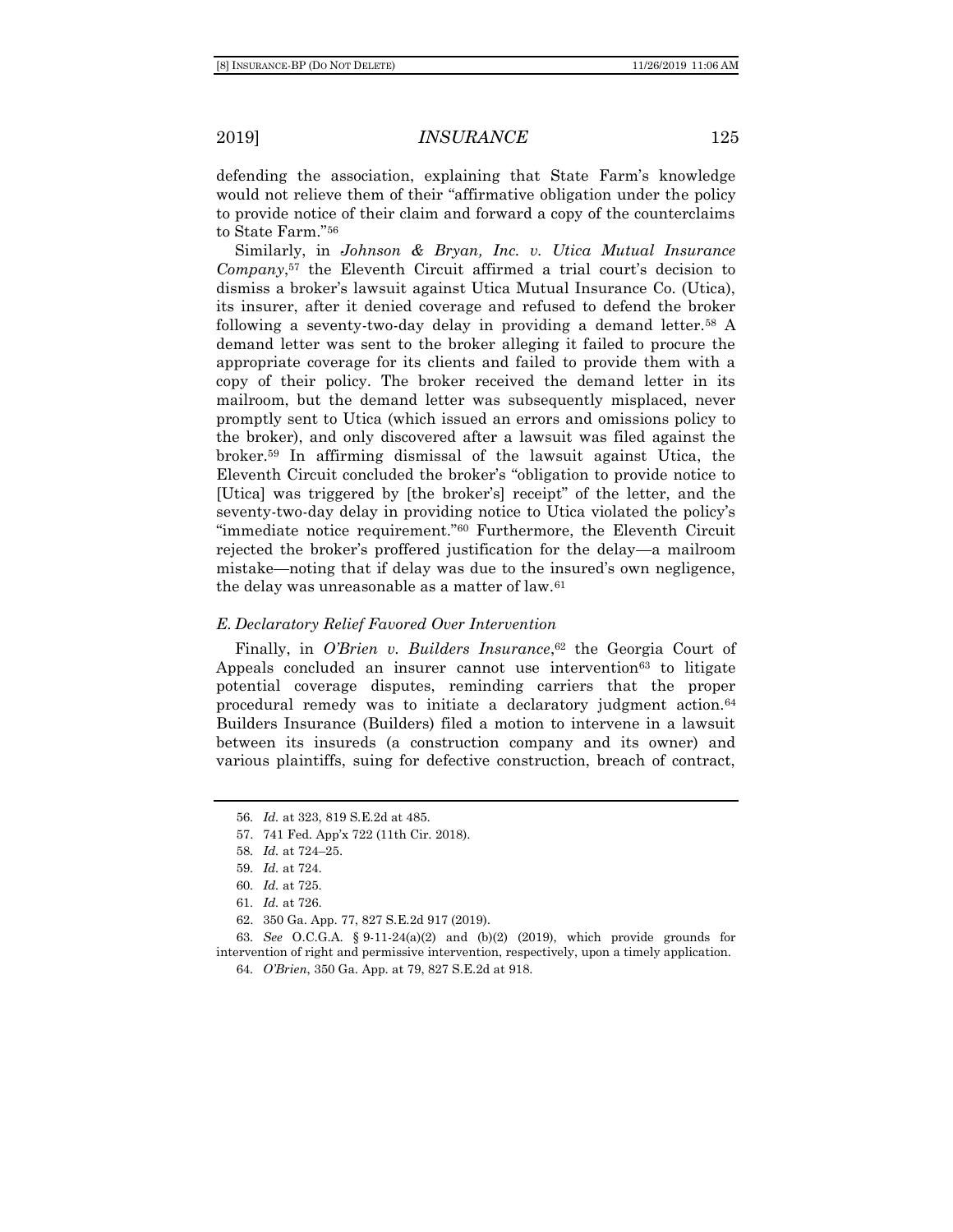defending the association, explaining that State Farm's knowledge would not relieve them of their "affirmative obligation under the policy to provide notice of their claim and forward a copy of the counterclaims to State Farm."[56]

Similarly, in *Johnson & Bryan, Inc. v. Utica Mutual Insurance Company*,[57] the Eleventh Circuit affirmed a trial court's decision to dismiss a broker's lawsuit against Utica Mutual Insurance Co. (Utica), its insurer, after it denied coverage and refused to defend the broker following a seventy-two-day delay in providing a demand letter.[58] A demand letter was sent to the broker alleging it failed to procure the appropriate coverage for its clients and failed to provide them with a copy of their policy. The broker received the demand letter in its mailroom, but the demand letter was subsequently misplaced, never promptly sent to Utica (which issued an errors and omissions policy to the broker), and only discovered after a lawsuit was filed against the broker.[59] In affirming dismissal of the lawsuit against Utica, the Eleventh Circuit concluded the broker's "obligation to provide notice to [Utica] was triggered by [the broker's] receipt" of the letter, and the seventy-two-day delay in providing notice to Utica violated the policy's "immediate notice requirement."[60] Furthermore, the Eleventh Circuit rejected the broker's proffered justification for the delay—a mailroom mistake—noting that if delay was due to the insured's own negligence, the delay was unreasonable as a matter of law.[61]

### *E. Declaratory Relief Favored Over Intervention*

Finally, in *O'Brien v. Builders Insurance*,[62] the Georgia Court of Appeals concluded an insurer cannot use intervention[63] to litigate potential coverage disputes, reminding carriers that the proper procedural remedy was to initiate a declaratory judgment action.[64] Builders Insurance (Builders) filed a motion to intervene in a lawsuit between its insureds (a construction company and its owner) and various plaintiffs, suing for defective construction, breach of contract,

---

56. *Id.* at 323, 819 S.E.2d at 485.

57. 741 Fed. App'x 722 (11th Cir. 2018).

58. *Id.* at 724–25.

59. *Id.* at 724.

60. *Id.* at 725.

61. *Id.* at 726.

62. 350 Ga. App. 77, 827 S.E.2d 917 (2019).

63. *See* O.C.G.A. § 9-11-24(a)(2) and (b)(2) (2019), which provide grounds for intervention of right and permissive intervention, respectively, upon a timely application.

64. *O'Brien*, 350 Ga. App. at 79, 827 S.E.2d at 918.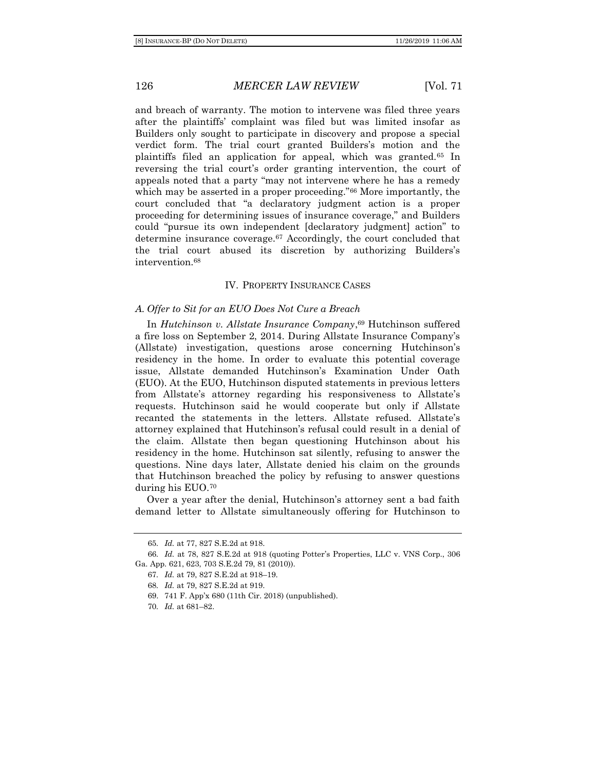and breach of warranty. The motion to intervene was filed three years after the plaintiffs' complaint was filed but was limited insofar as Builders only sought to participate in discovery and propose a special verdict form. The trial court granted Builders's motion and the plaintiffs filed an application for appeal, which was granted.[65] In reversing the trial court's order granting intervention, the court of appeals noted that a party "may not intervene where he has a remedy which may be asserted in a proper proceeding."[66] More importantly, the court concluded that "a declaratory judgment action is a proper proceeding for determining issues of insurance coverage," and Builders could "pursue its own independent [declaratory judgment] action" to determine insurance coverage.[67] Accordingly, the court concluded that the trial court abused its discretion by authorizing Builders's intervention.[68]

## IV. Property Insurance Cases

### *A. Offer to Sit for an EUO Does Not Cure a Breach*

In *Hutchinson v. Allstate Insurance Company*,[69] Hutchinson suffered a fire loss on September 2, 2014. During Allstate Insurance Company's (Allstate) investigation, questions arose concerning Hutchinson's residency in the home. In order to evaluate this potential coverage issue, Allstate demanded Hutchinson's Examination Under Oath (EUO). At the EUO, Hutchinson disputed statements in previous letters from Allstate's attorney regarding his responsiveness to Allstate's requests. Hutchinson said he would cooperate but only if Allstate recanted the statements in the letters. Allstate refused. Allstate's attorney explained that Hutchinson's refusal could result in a denial of the claim. Allstate then began questioning Hutchinson about his residency in the home. Hutchinson sat silently, refusing to answer the questions. Nine days later, Allstate denied his claim on the grounds that Hutchinson breached the policy by refusing to answer questions during his EUO.[70]

Over a year after the denial, Hutchinson's attorney sent a bad faith demand letter to Allstate simultaneously offering for Hutchinson to

---

65. *Id.* at 77, 827 S.E.2d at 918.

66. *Id.* at 78, 827 S.E.2d at 918 (quoting Potter's Properties, LLC v. VNS Corp., 306 Ga. App. 621, 623, 703 S.E.2d 79, 81 (2010)).

67. *Id.* at 79, 827 S.E.2d at 918–19.

68. *Id.* at 79, 827 S.E.2d at 919.

69. 741 F. App'x 680 (11th Cir. 2018) (unpublished).

70. *Id.* at 681–82.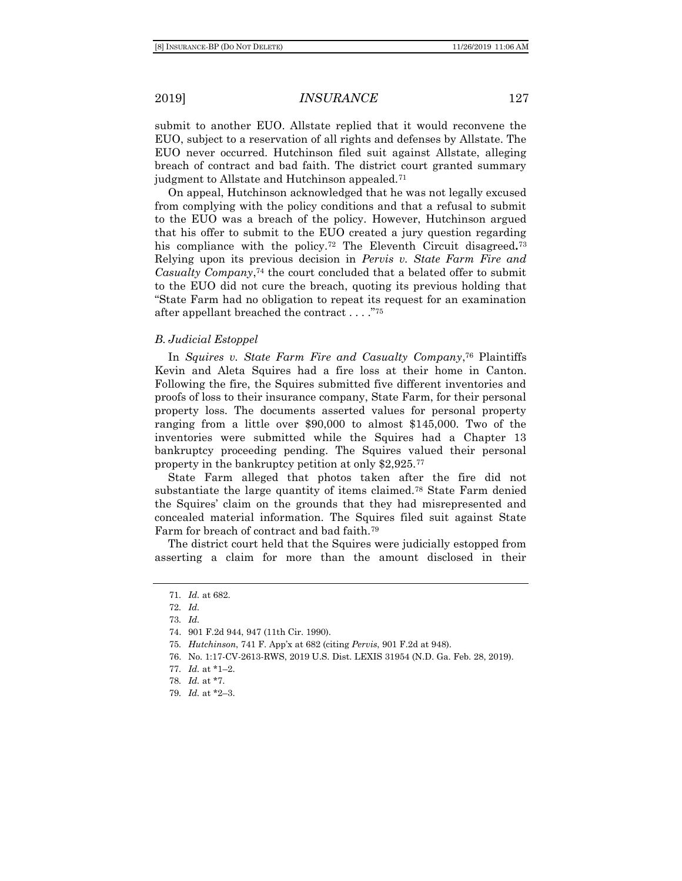submit to another EUO. Allstate replied that it would reconvene the EUO, subject to a reservation of all rights and defenses by Allstate. The EUO never occurred. Hutchinson filed suit against Allstate, alleging breach of contract and bad faith. The district court granted summary judgment to Allstate and Hutchinson appealed.[71]

On appeal, Hutchinson acknowledged that he was not legally excused from complying with the policy conditions and that a refusal to submit to the EUO was a breach of the policy. However, Hutchinson argued that his offer to submit to the EUO created a jury question regarding his compliance with the policy.[72] The Eleventh Circuit disagreed.[73] Relying upon its previous decision in *Pervis v. State Farm Fire and Casualty Company*,[74] the court concluded that a belated offer to submit to the EUO did not cure the breach, quoting its previous holding that "State Farm had no obligation to repeat its request for an examination after appellant breached the contract . . . ."[75]

### *B. Judicial Estoppel*

In *Squires v. State Farm Fire and Casualty Company*,[76] Plaintiffs Kevin and Aleta Squires had a fire loss at their home in Canton. Following the fire, the Squires submitted five different inventories and proofs of loss to their insurance company, State Farm, for their personal property loss. The documents asserted values for personal property ranging from a little over \$90,000 to almost \$145,000. Two of the inventories were submitted while the Squires had a Chapter 13 bankruptcy proceeding pending. The Squires valued their personal property in the bankruptcy petition at only \$2,925.[77]

State Farm alleged that photos taken after the fire did not substantiate the large quantity of items claimed.[78] State Farm denied the Squires' claim on the grounds that they had misrepresented and concealed material information. The Squires filed suit against State Farm for breach of contract and bad faith.[79]

The district court held that the Squires were judicially estopped from asserting a claim for more than the amount disclosed in their

---

71. *Id.* at 682.
72. *Id.*
73. *Id.*
74. 901 F.2d 944, 947 (11th Cir. 1990).
75. *Hutchinson*, 741 F. App'x at 682 (citing *Pervis*, 901 F.2d at 948).
76. No. 1:17-CV-2613-RWS, 2019 U.S. Dist. LEXIS 31954 (N.D. Ga. Feb. 28, 2019).
77. *Id.* at *1–2.
78. *Id.* at *7.
79. *Id.* at *2–3.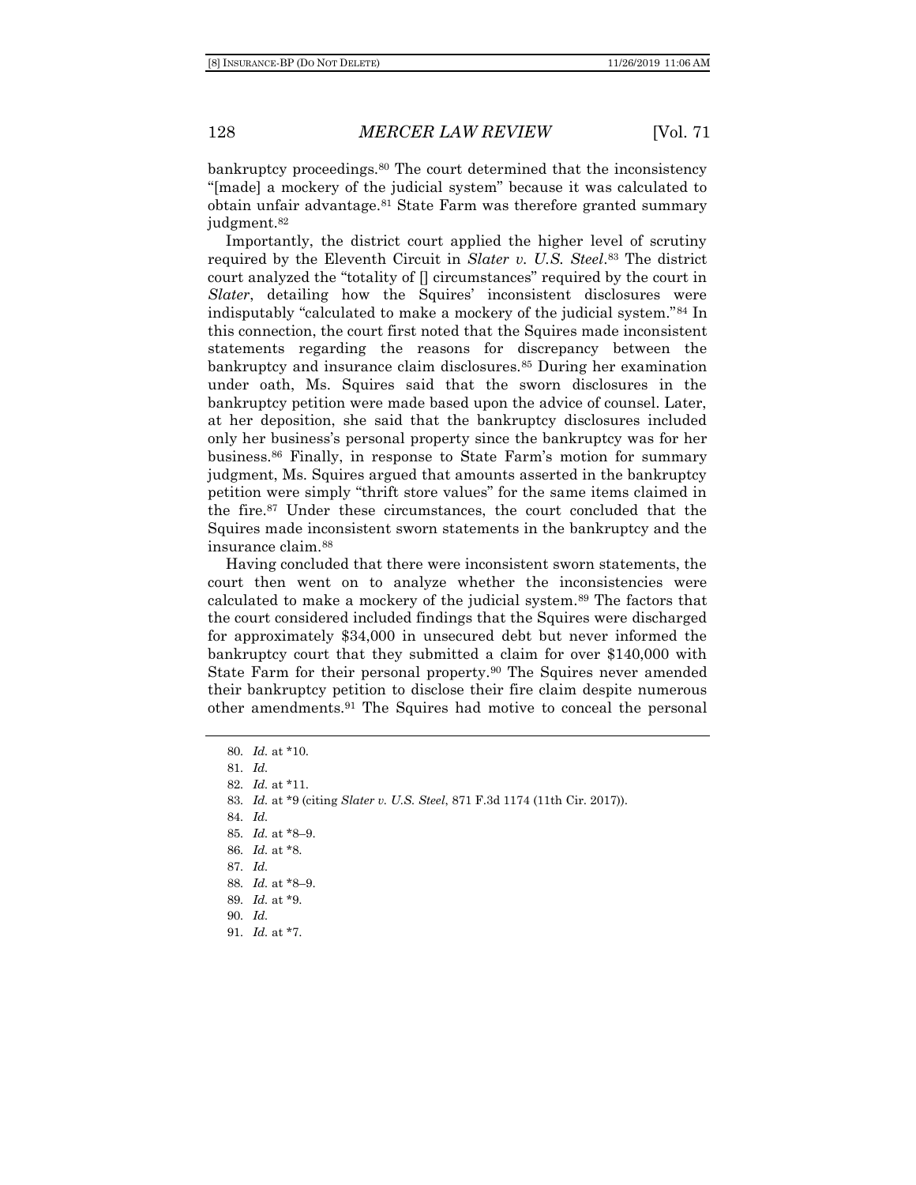bankruptcy proceedings.[80] The court determined that the inconsistency "[made] a mockery of the judicial system" because it was calculated to obtain unfair advantage.[81] State Farm was therefore granted summary judgment.[82]

Importantly, the district court applied the higher level of scrutiny required by the Eleventh Circuit in *Slater v. U.S. Steel*.[83] The district court analyzed the "totality of [] circumstances" required by the court in *Slater*, detailing how the Squires' inconsistent disclosures were indisputably "calculated to make a mockery of the judicial system."[84] In this connection, the court first noted that the Squires made inconsistent statements regarding the reasons for discrepancy between the bankruptcy and insurance claim disclosures.[85] During her examination under oath, Ms. Squires said that the sworn disclosures in the bankruptcy petition were made based upon the advice of counsel. Later, at her deposition, she said that the bankruptcy disclosures included only her business's personal property since the bankruptcy was for her business.[86] Finally, in response to State Farm's motion for summary judgment, Ms. Squires argued that amounts asserted in the bankruptcy petition were simply "thrift store values" for the same items claimed in the fire.[87] Under these circumstances, the court concluded that the Squires made inconsistent sworn statements in the bankruptcy and the insurance claim.[88]

Having concluded that there were inconsistent sworn statements, the court then went on to analyze whether the inconsistencies were calculated to make a mockery of the judicial system.[89] The factors that the court considered included findings that the Squires were discharged for approximately $34,000 in unsecured debt but never informed the bankruptcy court that they submitted a claim for over $140,000 with State Farm for their personal property.[90] The Squires never amended their bankruptcy petition to disclose their fire claim despite numerous other amendments.[91] The Squires had motive to conceal the personal

80. *Id.* at *10.
81. *Id.*
82. *Id.* at *11.
83. *Id.* at *9 (citing *Slater v. U.S. Steel*, 871 F.3d 1174 (11th Cir. 2017)).
84. *Id.*
85. *Id.* at *8–9.
86. *Id.* at *8.
87. *Id.*
88. *Id.* at *8–9.
89. *Id.* at *9.
90. *Id.*
91. *Id.* at *7.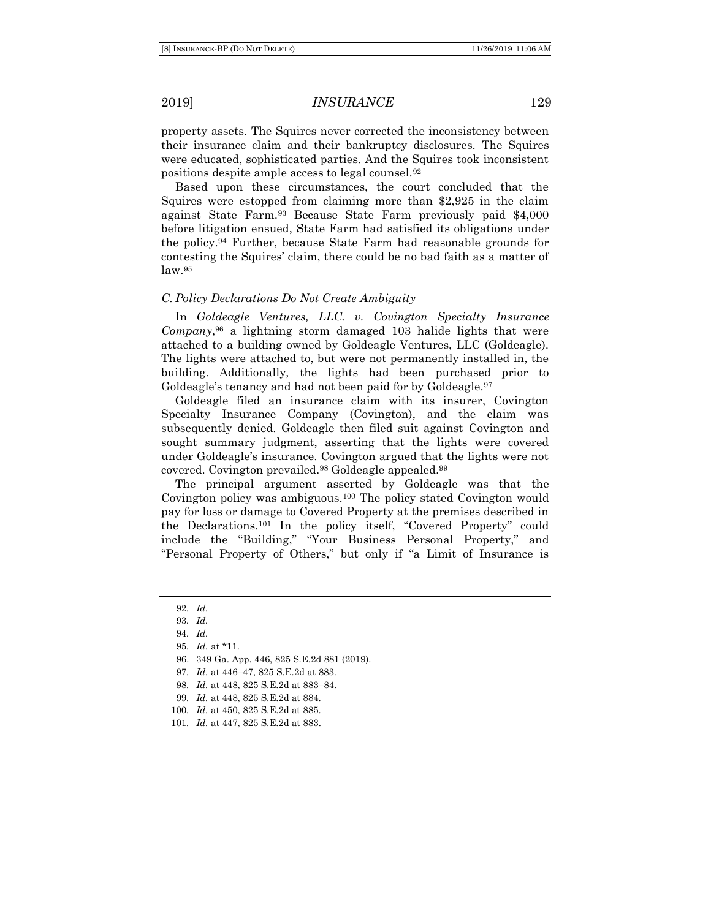property assets. The Squires never corrected the inconsistency between their insurance claim and their bankruptcy disclosures. The Squires were educated, sophisticated parties. And the Squires took inconsistent positions despite ample access to legal counsel.[92]

Based upon these circumstances, the court concluded that the Squires were estopped from claiming more than $2,925 in the claim against State Farm.[93] Because State Farm previously paid $4,000 before litigation ensued, State Farm had satisfied its obligations under the policy.[94] Further, because State Farm had reasonable grounds for contesting the Squires' claim, there could be no bad faith as a matter of law.[95]

### *C. Policy Declarations Do Not Create Ambiguity*

In *Goldeagle Ventures, LLC. v. Covington Specialty Insurance Company*,[96] a lightning storm damaged 103 halide lights that were attached to a building owned by Goldeagle Ventures, LLC (Goldeagle). The lights were attached to, but were not permanently installed in, the building. Additionally, the lights had been purchased prior to Goldeagle's tenancy and had not been paid for by Goldeagle.[97]

Goldeagle filed an insurance claim with its insurer, Covington Specialty Insurance Company (Covington), and the claim was subsequently denied. Goldeagle then filed suit against Covington and sought summary judgment, asserting that the lights were covered under Goldeagle's insurance. Covington argued that the lights were not covered. Covington prevailed.[98] Goldeagle appealed.[99]

The principal argument asserted by Goldeagle was that the Covington policy was ambiguous.[100] The policy stated Covington would pay for loss or damage to Covered Property at the premises described in the Declarations.[101] In the policy itself, "Covered Property" could include the "Building," "Your Business Personal Property," and "Personal Property of Others," but only if "a Limit of Insurance is

---

92. *Id.*
93. *Id.*
94. *Id.*
95. *Id.* at *11.
96. 349 Ga. App. 446, 825 S.E.2d 881 (2019).
97. *Id.* at 446–47, 825 S.E.2d at 883.
98. *Id.* at 448, 825 S.E.2d at 883–84.
99. *Id.* at 448, 825 S.E.2d at 884.
100. *Id.* at 450, 825 S.E.2d at 885.
101. *Id.* at 447, 825 S.E.2d at 883.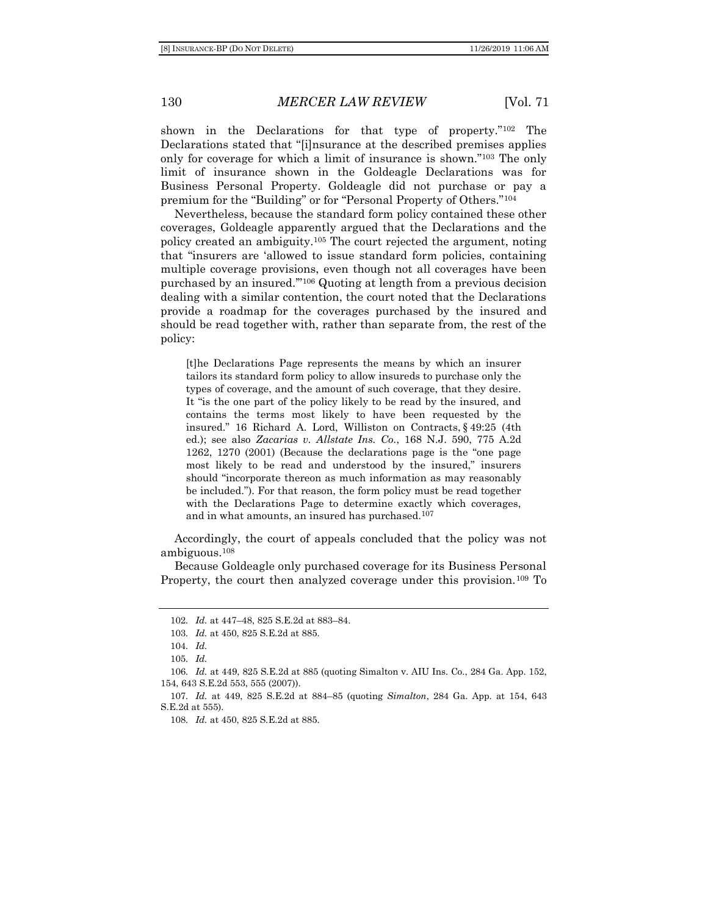shown in the Declarations for that type of property."[102] The Declarations stated that "[i]nsurance at the described premises applies only for coverage for which a limit of insurance is shown."[103] The only limit of insurance shown in the Goldeagle Declarations was for Business Personal Property. Goldeagle did not purchase or pay a premium for the "Building" or for "Personal Property of Others."[104]

Nevertheless, because the standard form policy contained these other coverages, Goldeagle apparently argued that the Declarations and the policy created an ambiguity.[105] The court rejected the argument, noting that "insurers are 'allowed to issue standard form policies, containing multiple coverage provisions, even though not all coverages have been purchased by an insured.'"[106] Quoting at length from a previous decision dealing with a similar contention, the court noted that the Declarations provide a roadmap for the coverages purchased by the insured and should be read together with, rather than separate from, the rest of the policy:

> [t]he Declarations Page represents the means by which an insurer tailors its standard form policy to allow insureds to purchase only the types of coverage, and the amount of such coverage, that they desire. It "is the one part of the policy likely to be read by the insured, and contains the terms most likely to have been requested by the insured." 16 Richard A. Lord, Williston on Contracts, § 49:25 (4th ed.); see also *Zacarias v. Allstate Ins. Co.*, 168 N.J. 590, 775 A.2d 1262, 1270 (2001) (Because the declarations page is the "one page most likely to be read and understood by the insured," insurers should "incorporate thereon as much information as may reasonably be included."). For that reason, the form policy must be read together with the Declarations Page to determine exactly which coverages, and in what amounts, an insured has purchased.[107]

Accordingly, the court of appeals concluded that the policy was not ambiguous.[108]

Because Goldeagle only purchased coverage for its Business Personal Property, the court then analyzed coverage under this provision.[109] To

---

102. *Id.* at 447–48, 825 S.E.2d at 883–84.

103. *Id.* at 450, 825 S.E.2d at 885.

104. *Id.*

105. *Id.*

106. *Id.* at 449, 825 S.E.2d at 885 (quoting Simalton v. AIU Ins. Co., 284 Ga. App. 152, 154, 643 S.E.2d 553, 555 (2007)).

107. *Id.* at 449, 825 S.E.2d at 884–85 (quoting *Simalton*, 284 Ga. App. at 154, 643 S.E.2d at 555).

108. *Id.* at 450, 825 S.E.2d at 885.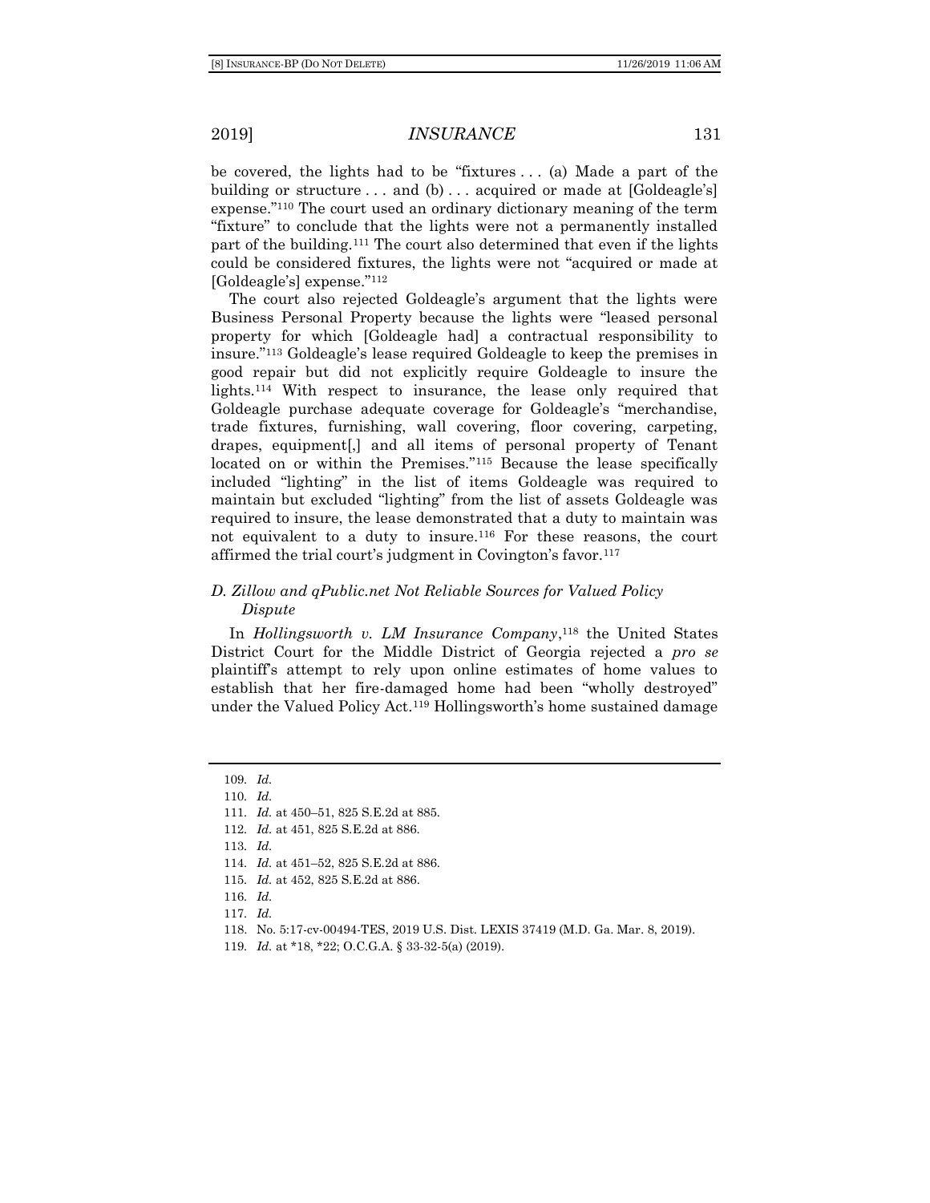be covered, the lights had to be "fixtures . . . (a) Made a part of the building or structure . . . and (b) . . . acquired or made at [Goldeagle's] expense."[110] The court used an ordinary dictionary meaning of the term "fixture" to conclude that the lights were not a permanently installed part of the building.[111] The court also determined that even if the lights could be considered fixtures, the lights were not "acquired or made at [Goldeagle's] expense."[112]

The court also rejected Goldeagle's argument that the lights were Business Personal Property because the lights were "leased personal property for which [Goldeagle had] a contractual responsibility to insure."[113] Goldeagle's lease required Goldeagle to keep the premises in good repair but did not explicitly require Goldeagle to insure the lights.[114] With respect to insurance, the lease only required that Goldeagle purchase adequate coverage for Goldeagle's "merchandise, trade fixtures, furnishing, wall covering, floor covering, carpeting, drapes, equipment[,] and all items of personal property of Tenant located on or within the Premises."[115] Because the lease specifically included "lighting" in the list of items Goldeagle was required to maintain but excluded "lighting" from the list of assets Goldeagle was required to insure, the lease demonstrated that a duty to maintain was not equivalent to a duty to insure.[116] For these reasons, the court affirmed the trial court's judgment in Covington's favor.[117]

### *D. Zillow and qPublic.net Not Reliable Sources for Valued Policy Dispute*

In *Hollingsworth v. LM Insurance Company*,[118] the United States District Court for the Middle District of Georgia rejected a *pro se* plaintiff's attempt to rely upon online estimates of home values to establish that her fire-damaged home had been "wholly destroyed" under the Valued Policy Act.[119] Hollingsworth's home sustained damage

---

109. *Id.*

110. *Id.*

111. *Id.* at 450–51, 825 S.E.2d at 885.

112. *Id.* at 451, 825 S.E.2d at 886.

113. *Id.*

114. *Id.* at 451–52, 825 S.E.2d at 886.

115. *Id.* at 452, 825 S.E.2d at 886.

116. *Id.*

117. *Id.*

118. No. 5:17-cv-00494-TES, 2019 U.S. Dist. LEXIS 37419 (M.D. Ga. Mar. 8, 2019).

119. *Id.* at *18, *22; O.C.G.A. § 33-32-5(a) (2019).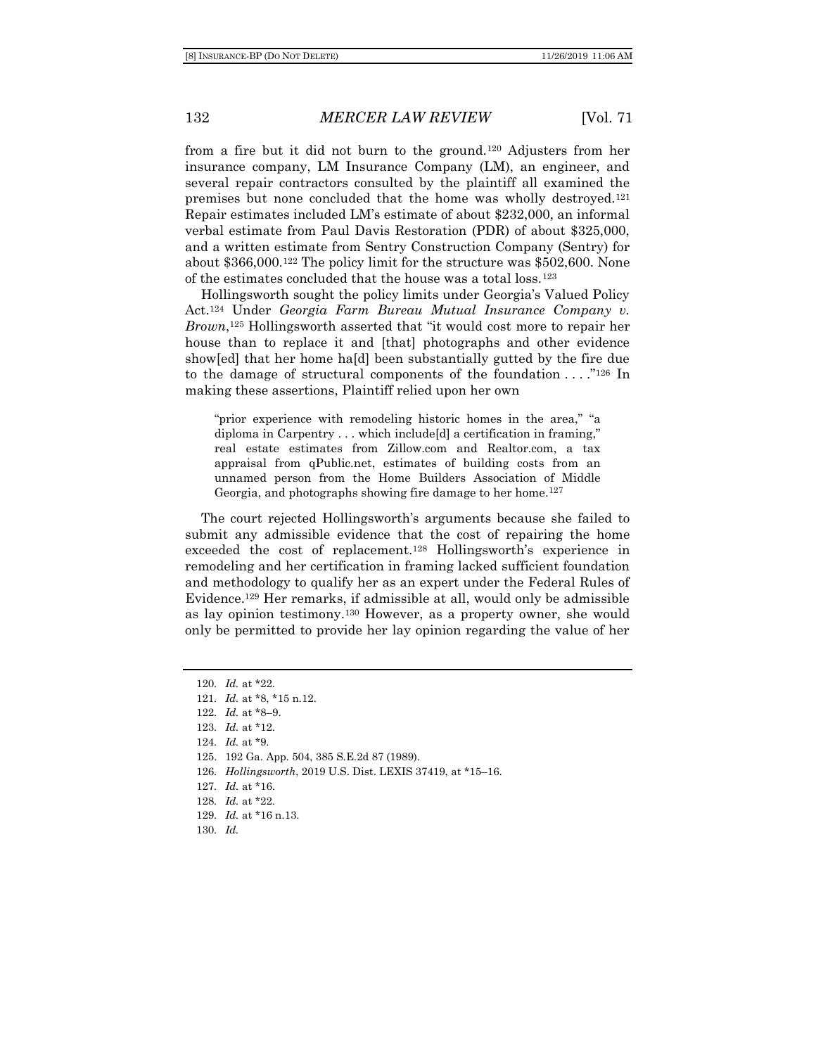from a fire but it did not burn to the ground.[120] Adjusters from her insurance company, LM Insurance Company (LM), an engineer, and several repair contractors consulted by the plaintiff all examined the premises but none concluded that the home was wholly destroyed.[121] Repair estimates included LM's estimate of about $232,000, an informal verbal estimate from Paul Davis Restoration (PDR) of about $325,000, and a written estimate from Sentry Construction Company (Sentry) for about $366,000.[122] The policy limit for the structure was $502,600. None of the estimates concluded that the house was a total loss.[123]

Hollingsworth sought the policy limits under Georgia's Valued Policy Act.[124] Under *Georgia Farm Bureau Mutual Insurance Company v. Brown*,[125] Hollingsworth asserted that "it would cost more to repair her house than to replace it and [that] photographs and other evidence show[ed] that her home ha[d] been substantially gutted by the fire due to the damage of structural components of the foundation . . . ."[126] In making these assertions, Plaintiff relied upon her own

> "prior experience with remodeling historic homes in the area," "a diploma in Carpentry . . . which include[d] a certification in framing," real estate estimates from Zillow.com and Realtor.com, a tax appraisal from qPublic.net, estimates of building costs from an unnamed person from the Home Builders Association of Middle Georgia, and photographs showing fire damage to her home.[127]

The court rejected Hollingsworth's arguments because she failed to submit any admissible evidence that the cost of repairing the home exceeded the cost of replacement.[128] Hollingsworth's experience in remodeling and her certification in framing lacked sufficient foundation and methodology to qualify her as an expert under the Federal Rules of Evidence.[129] Her remarks, if admissible at all, would only be admissible as lay opinion testimony.[130] However, as a property owner, she would only be permitted to provide her lay opinion regarding the value of her

---

120. *Id.* at *22.
121. *Id.* at *8, *15 n.12.
122. *Id.* at *8–9.
123. *Id.* at *12.
124. *Id.* at *9.
125. 192 Ga. App. 504, 385 S.E.2d 87 (1989).
126. *Hollingsworth*, 2019 U.S. Dist. LEXIS 37419, at *15–16.
127. *Id.* at *16.
128. *Id.* at *22.
129. *Id.* at *16 n.13.
130. *Id.*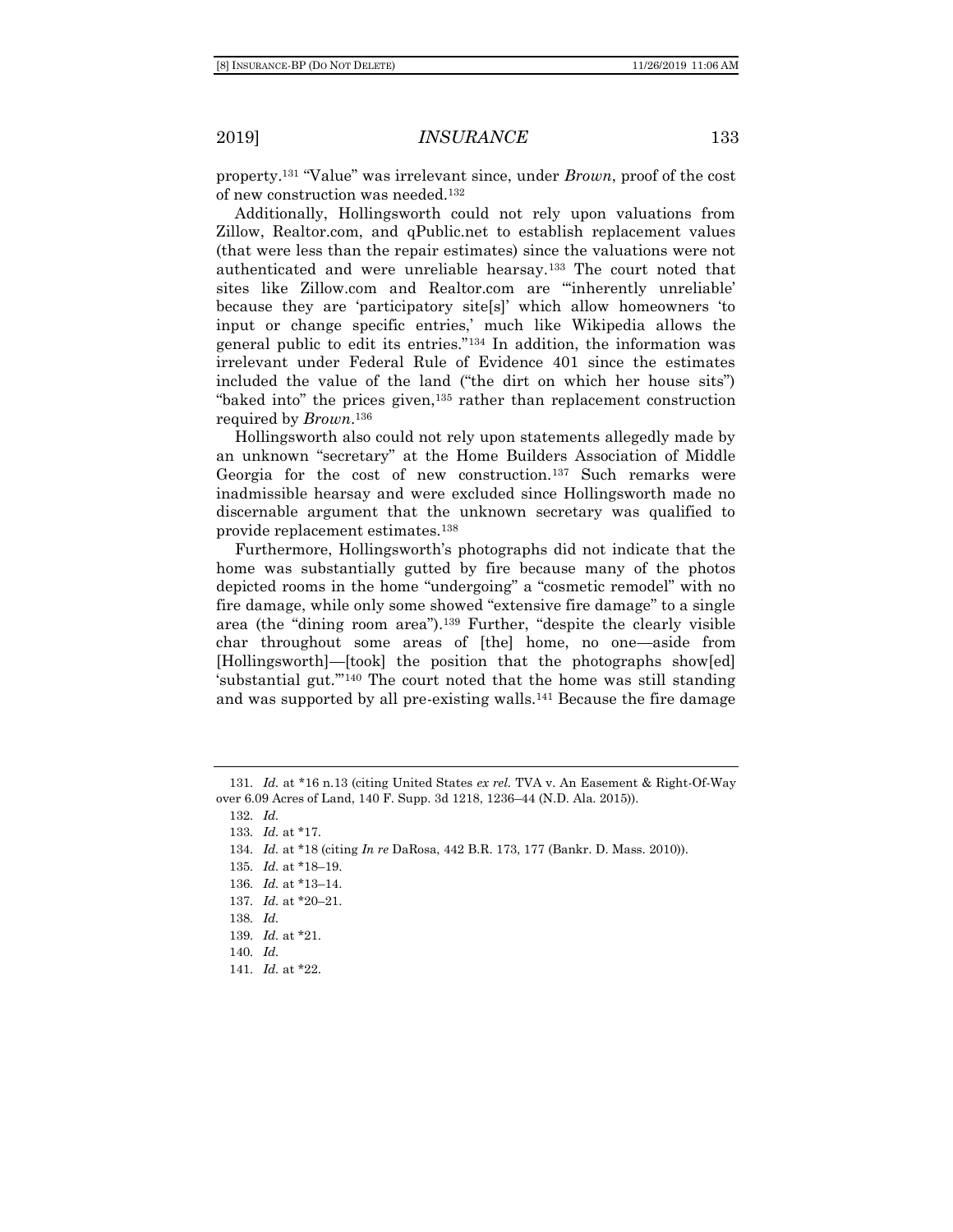property.[131] "Value" was irrelevant since, under *Brown*, proof of the cost of new construction was needed.[132]

Additionally, Hollingsworth could not rely upon valuations from Zillow, Realtor.com, and qPublic.net to establish replacement values (that were less than the repair estimates) since the valuations were not authenticated and were unreliable hearsay.[133] The court noted that sites like Zillow.com and Realtor.com are "'inherently unreliable' because they are 'participatory site[s]' which allow homeowners 'to input or change specific entries,' much like Wikipedia allows the general public to edit its entries."[134] In addition, the information was irrelevant under Federal Rule of Evidence 401 since the estimates included the value of the land ("the dirt on which her house sits") "baked into" the prices given,[135] rather than replacement construction required by *Brown*.[136]

Hollingsworth also could not rely upon statements allegedly made by an unknown "secretary" at the Home Builders Association of Middle Georgia for the cost of new construction.[137] Such remarks were inadmissible hearsay and were excluded since Hollingsworth made no discernable argument that the unknown secretary was qualified to provide replacement estimates.[138]

Furthermore, Hollingsworth's photographs did not indicate that the home was substantially gutted by fire because many of the photos depicted rooms in the home "undergoing" a "cosmetic remodel" with no fire damage, while only some showed "extensive fire damage" to a single area (the "dining room area").[139] Further, "despite the clearly visible char throughout some areas of [the] home, no one—aside from [Hollingsworth]—[took] the position that the photographs show[ed] 'substantial gut.'"[140] The court noted that the home was still standing and was supported by all pre-existing walls.[141] Because the fire damage

---

131. *Id.* at *16 n.13 (citing United States *ex rel.* TVA v. An Easement & Right-Of-Way over 6.09 Acres of Land, 140 F. Supp. 3d 1218, 1236–44 (N.D. Ala. 2015)).

132. *Id.*

133. *Id.* at *17.

134. *Id.* at *18 (citing *In re* DaRosa, 442 B.R. 173, 177 (Bankr. D. Mass. 2010)).

135. *Id.* at *18–19.

136. *Id.* at *13–14.

137. *Id.* at *20–21.

138. *Id.*

139. *Id.* at *21.

140. *Id.*

141. *Id.* at *22.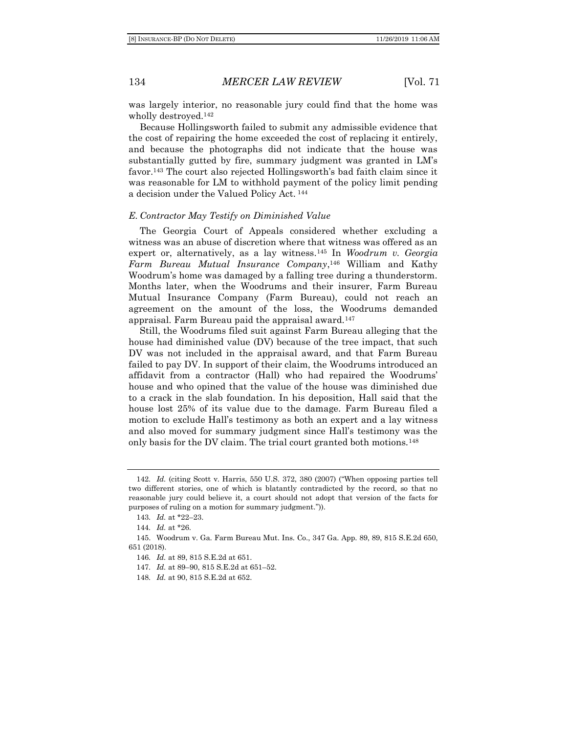was largely interior, no reasonable jury could find that the home was wholly destroyed.[142]

Because Hollingsworth failed to submit any admissible evidence that the cost of repairing the home exceeded the cost of replacing it entirely, and because the photographs did not indicate that the house was substantially gutted by fire, summary judgment was granted in LM's favor.[143] The court also rejected Hollingsworth's bad faith claim since it was reasonable for LM to withhold payment of the policy limit pending a decision under the Valued Policy Act.[144]

### *E. Contractor May Testify on Diminished Value*

The Georgia Court of Appeals considered whether excluding a witness was an abuse of discretion where that witness was offered as an expert or, alternatively, as a lay witness.[145] In *Woodrum v. Georgia Farm Bureau Mutual Insurance Company*,[146] William and Kathy Woodrum's home was damaged by a falling tree during a thunderstorm. Months later, when the Woodrums and their insurer, Farm Bureau Mutual Insurance Company (Farm Bureau), could not reach an agreement on the amount of the loss, the Woodrums demanded appraisal. Farm Bureau paid the appraisal award.[147]

Still, the Woodrums filed suit against Farm Bureau alleging that the house had diminished value (DV) because of the tree impact, that such DV was not included in the appraisal award, and that Farm Bureau failed to pay DV. In support of their claim, the Woodrums introduced an affidavit from a contractor (Hall) who had repaired the Woodrums' house and who opined that the value of the house was diminished due to a crack in the slab foundation. In his deposition, Hall said that the house lost 25% of its value due to the damage. Farm Bureau filed a motion to exclude Hall's testimony as both an expert and a lay witness and also moved for summary judgment since Hall's testimony was the only basis for the DV claim. The trial court granted both motions.[148]

---

142. *Id.* (citing Scott v. Harris, 550 U.S. 372, 380 (2007) ("When opposing parties tell two different stories, one of which is blatantly contradicted by the record, so that no reasonable jury could believe it, a court should not adopt that version of the facts for purposes of ruling on a motion for summary judgment.")).

143. *Id.* at *22–23.

144. *Id.* at *26.

145. Woodrum v. Ga. Farm Bureau Mut. Ins. Co., 347 Ga. App. 89, 89, 815 S.E.2d 650, 651 (2018).

146. *Id.* at 89, 815 S.E.2d at 651.

147. *Id.* at 89–90, 815 S.E.2d at 651–52.

148. *Id.* at 90, 815 S.E.2d at 652.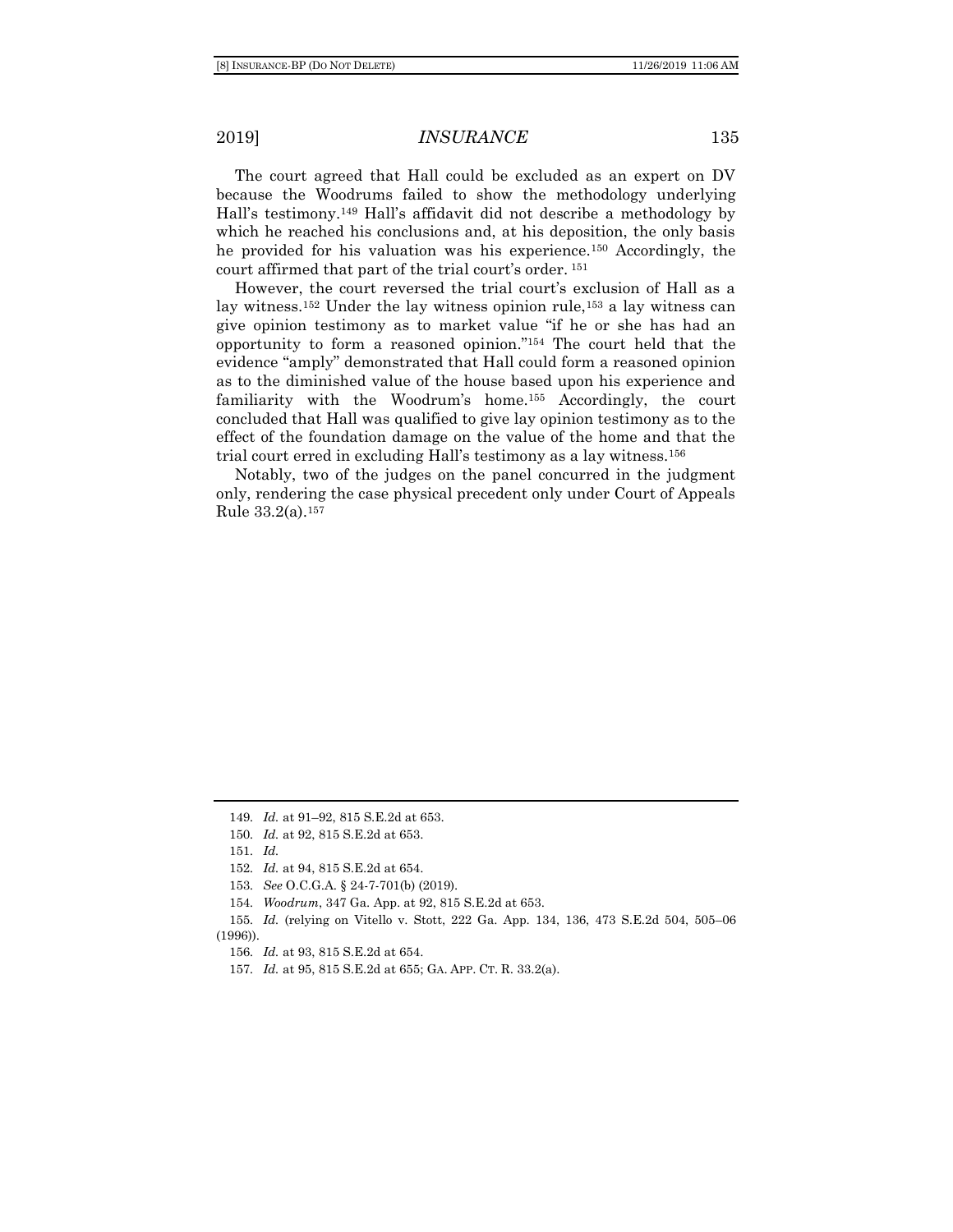The court agreed that Hall could be excluded as an expert on DV because the Woodrums failed to show the methodology underlying Hall's testimony.[149] Hall's affidavit did not describe a methodology by which he reached his conclusions and, at his deposition, the only basis he provided for his valuation was his experience.[150] Accordingly, the court affirmed that part of the trial court's order.[151]

However, the court reversed the trial court's exclusion of Hall as a lay witness.[152] Under the lay witness opinion rule,[153] a lay witness can give opinion testimony as to market value "if he or she has had an opportunity to form a reasoned opinion."[154] The court held that the evidence "amply" demonstrated that Hall could form a reasoned opinion as to the diminished value of the house based upon his experience and familiarity with the Woodrum's home.[155] Accordingly, the court concluded that Hall was qualified to give lay opinion testimony as to the effect of the foundation damage on the value of the home and that the trial court erred in excluding Hall's testimony as a lay witness.[156]

Notably, two of the judges on the panel concurred in the judgment only, rendering the case physical precedent only under Court of Appeals Rule 33.2(a).[157]

---

149. *Id.* at 91–92, 815 S.E.2d at 653.

150. *Id.* at 92, 815 S.E.2d at 653.

151. *Id.*

152. *Id.* at 94, 815 S.E.2d at 654.

153. *See* O.C.G.A. § 24-7-701(b) (2019).

154. *Woodrum*, 347 Ga. App. at 92, 815 S.E.2d at 653.

155. *Id.* (relying on Vitello v. Stott, 222 Ga. App. 134, 136, 473 S.E.2d 504, 505–06 (1996)).

156. *Id.* at 93, 815 S.E.2d at 654.

157. *Id.* at 95, 815 S.E.2d at 655; GA. APP. CT. R. 33.2(a).